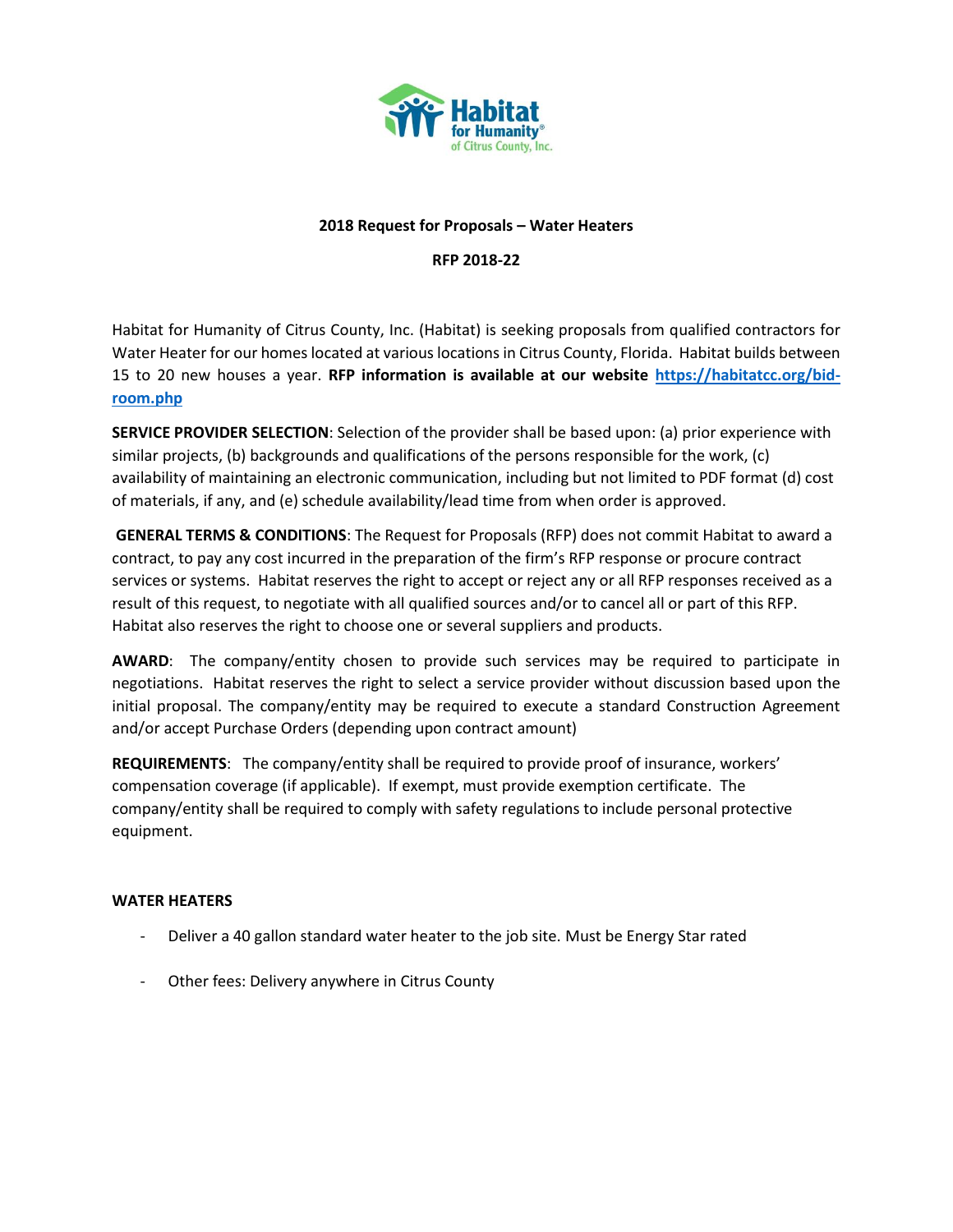Habitat for Humanity of Citrus County, Inc.

## 2018 Request for Proposals – Water Heaters

**RFP 2018-22**

Habitat for Humanity of Citrus County, Inc. (Habitat) is seeking proposals from qualified contractors for Water Heater for our homes located at various locations in Citrus County, Florida. Habitat builds between 15 to 20 new houses a year. **RFP information is available at our website [https://habitatcc.org/bid-room.php](https://habitatcc.org/bid-room.php)**

**SERVICE PROVIDER SELECTION**: Selection of the provider shall be based upon: (a) prior experience with similar projects, (b) backgrounds and qualifications of the persons responsible for the work, (c) availability of maintaining an electronic communication, including but not limited to PDF format (d) cost of materials, if any, and (e) schedule availability/lead time from when order is approved.

**GENERAL TERMS & CONDITIONS**: The Request for Proposals (RFP) does not commit Habitat to award a contract, to pay any cost incurred in the preparation of the firm's RFP response or procure contract services or systems. Habitat reserves the right to accept or reject any or all RFP responses received as a result of this request, to negotiate with all qualified sources and/or to cancel all or part of this RFP. Habitat also reserves the right to choose one or several suppliers and products.

**AWARD**: The company/entity chosen to provide such services may be required to participate in negotiations. Habitat reserves the right to select a service provider without discussion based upon the initial proposal. The company/entity may be required to execute a standard Construction Agreement and/or accept Purchase Orders (depending upon contract amount)

**REQUIREMENTS**: The company/entity shall be required to provide proof of insurance, workers' compensation coverage (if applicable). If exempt, must provide exemption certificate. The company/entity shall be required to comply with safety regulations to include personal protective equipment.

**WATER HEATERS**

- Deliver a 40 gallon standard water heater to the job site. Must be Energy Star rated
- Other fees: Delivery anywhere in Citrus County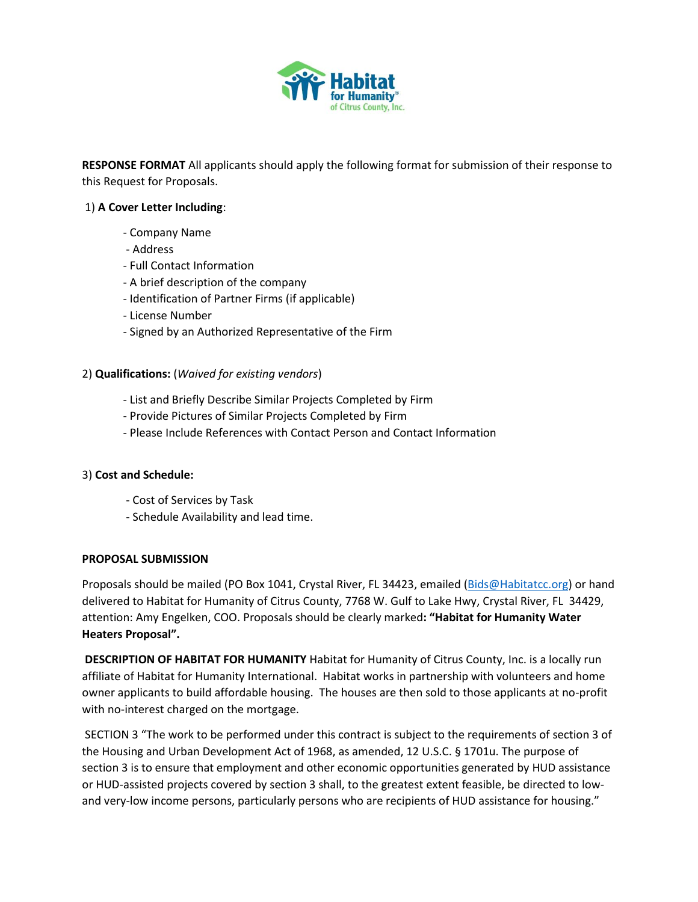**RESPONSE FORMAT** All applicants should apply the following format for submission of their response to this Request for Proposals.

1) **A Cover Letter Including**:

- Company Name
- Address
- Full Contact Information
- A brief description of the company
- Identification of Partner Firms (if applicable)
- License Number
- Signed by an Authorized Representative of the Firm

2) **Qualifications:** (*Waived for existing vendors*)

- List and Briefly Describe Similar Projects Completed by Firm
- Provide Pictures of Similar Projects Completed by Firm
- Please Include References with Contact Person and Contact Information

3) **Cost and Schedule:**

- Cost of Services by Task
- Schedule Availability and lead time.

**PROPOSAL SUBMISSION**

Proposals should be mailed (PO Box 1041, Crystal River, FL 34423, emailed (Bids@Habitatcc.org) or hand delivered to Habitat for Humanity of Citrus County, 7768 W. Gulf to Lake Hwy, Crystal River, FL 34429, attention: Amy Engelken, COO. Proposals should be clearly marked**: "Habitat for Humanity Water Heaters Proposal".**

**DESCRIPTION OF HABITAT FOR HUMANITY** Habitat for Humanity of Citrus County, Inc. is a locally run affiliate of Habitat for Humanity International. Habitat works in partnership with volunteers and home owner applicants to build affordable housing. The houses are then sold to those applicants at no-profit with no-interest charged on the mortgage.

SECTION 3 "The work to be performed under this contract is subject to the requirements of section 3 of the Housing and Urban Development Act of 1968, as amended, 12 U.S.C. § 1701u. The purpose of section 3 is to ensure that employment and other economic opportunities generated by HUD assistance or HUD-assisted projects covered by section 3 shall, to the greatest extent feasible, be directed to low- and very-low income persons, particularly persons who are recipients of HUD assistance for housing."